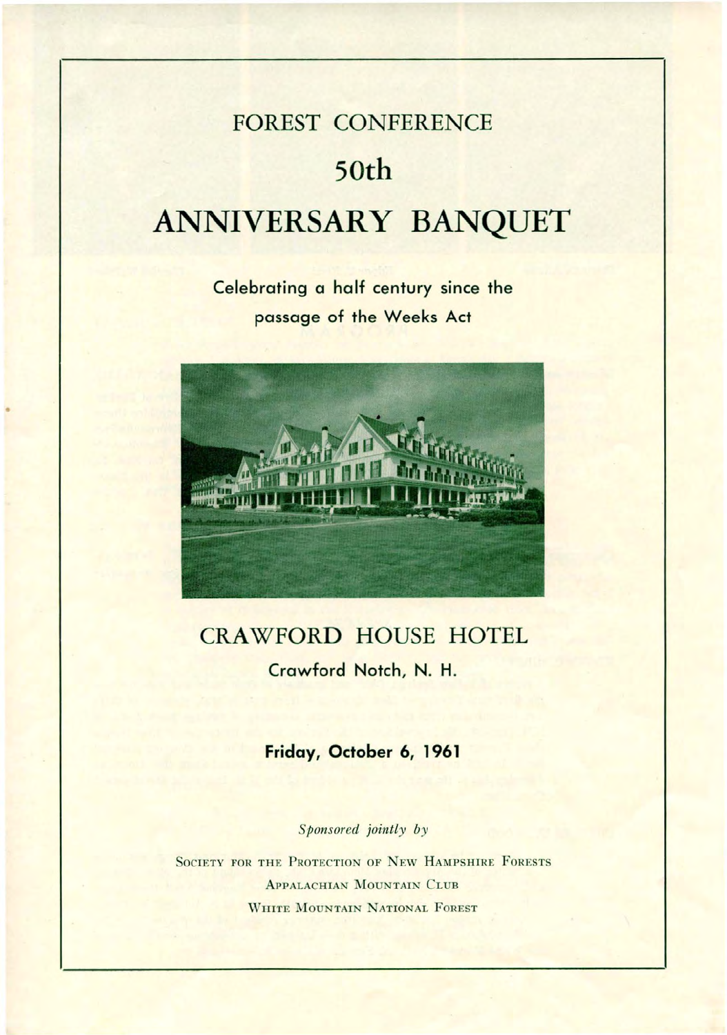# FOREST CONFERENCE

# 50th

# ANNIVERSARY BANQUET

**Celebrating a half century since the passage of the Weeks Act**

## CRAWFORD HOUSE HOTEL

**Crawford Notch, N. H.**

**Friday, October 6, 1961**

*Sponsored jointly by*

SOCIETY FOR THE PROTECTION OF NEW HAMPSHIRE FORESTS

APPALACHIAN MOUNTAIN CLUB

WHITE MOUNTAIN NATIONAL FOREST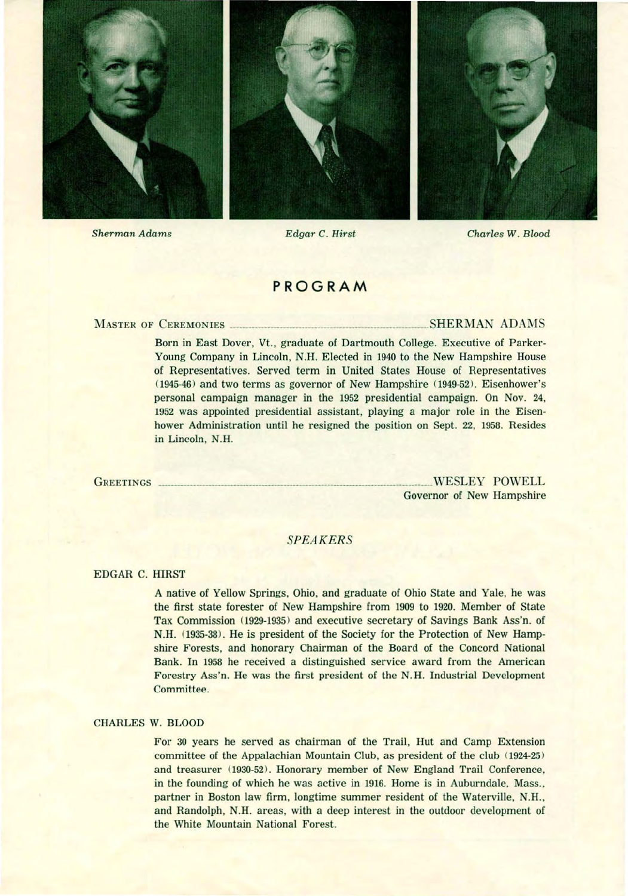*Sherman Adams* *Edgar C. Hirst* *Charles W. Blood*

# PROGRAM

MASTER OF CEREMONIES .................................... SHERMAN ADAMS

Born in East Dover, Vt., graduate of Dartmouth College. Executive of Parker-Young Company in Lincoln, N.H. Elected in 1940 to the New Hampshire House of Representatives. Served term in United States House of Representatives (1945-46) and two terms as governor of New Hampshire (1949-52). Eisenhower's personal campaign manager in the 1952 presidential campaign. On Nov. 24, 1952 was appointed presidential assistant, playing a major role in the Eisenhower Administration until he resigned the position on Sept. 22, 1958. Resides in Lincoln, N.H.

GREETINGS .................................... WESLEY POWELL
Governor of New Hampshire

## *SPEAKERS*

### EDGAR C. HIRST

A native of Yellow Springs, Ohio, and graduate of Ohio State and Yale, he was the first state forester of New Hampshire from 1909 to 1920. Member of State Tax Commission (1929-1935) and executive secretary of Savings Bank Ass'n. of N.H. (1935-38). He is president of the Society for the Protection of New Hampshire Forests, and honorary Chairman of the Board of the Concord National Bank. In 1958 he received a distinguished service award from the American Forestry Ass'n. He was the first president of the N.H. Industrial Development Committee.

### CHARLES W. BLOOD

For 30 years he served as chairman of the Trail, Hut and Camp Extension committee of the Appalachian Mountain Club, as president of the club (1924-25) and treasurer (1930-52). Honorary member of New England Trail Conference, in the founding of which he was active in 1916. Home is in Auburndale, Mass., partner in Boston law firm, longtime summer resident of the Waterville, N.H., and Randolph, N.H. areas, with a deep interest in the outdoor development of the White Mountain National Forest.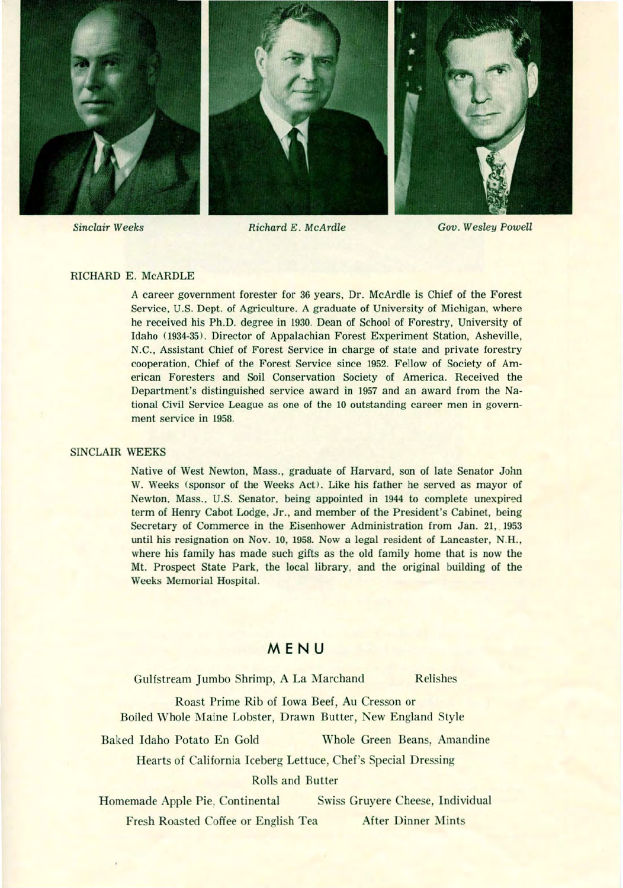*Sinclair Weeks* *Richard E. McArdle* *Gov. Wesley Powell*

RICHARD E. McARDLE

A career government forester for 36 years, Dr. McArdle is Chief of the Forest Service, U.S. Dept. of Agriculture. A graduate of University of Michigan, where he received his Ph.D. degree in 1930. Dean of School of Forestry, University of Idaho (1934-35). Director of Appalachian Forest Experiment Station, Asheville, N.C., Assistant Chief of Forest Service in charge of state and private forestry cooperation, Chief of the Forest Service since 1952. Fellow of Society of American Foresters and Soil Conservation Society of America. Received the Department's distinguished service award in 1957 and an award from the National Civil Service League as one of the 10 outstanding career men in government service in 1958.

SINCLAIR WEEKS

Native of West Newton, Mass., graduate of Harvard, son of late Senator John W. Weeks (sponsor of the Weeks Act). Like his father he served as mayor of Newton, Mass., U.S. Senator, being appointed in 1944 to complete unexpired term of Henry Cabot Lodge, Jr., and member of the President's Cabinet, being Secretary of Commerce in the Eisenhower Administration from Jan. 21, 1953 until his resignation on Nov. 10, 1958. Now a legal resident of Lancaster, N.H., where his family has made such gifts as the old family home that is now the Mt. Prospect State Park, the local library, and the original building of the Weeks Memorial Hospital.

## MENU

Gulfstream Jumbo Shrimp, A La Marchand — Relishes

Roast Prime Rib of Iowa Beef, Au Cresson or
Boiled Whole Maine Lobster, Drawn Butter, New England Style

Baked Idaho Potato En Gold — Whole Green Beans, Amandine

Hearts of California Iceberg Lettuce, Chef's Special Dressing

Rolls and Butter

Homemade Apple Pie, Continental — Swiss Gruyere Cheese, Individual

Fresh Roasted Coffee or English Tea — After Dinner Mints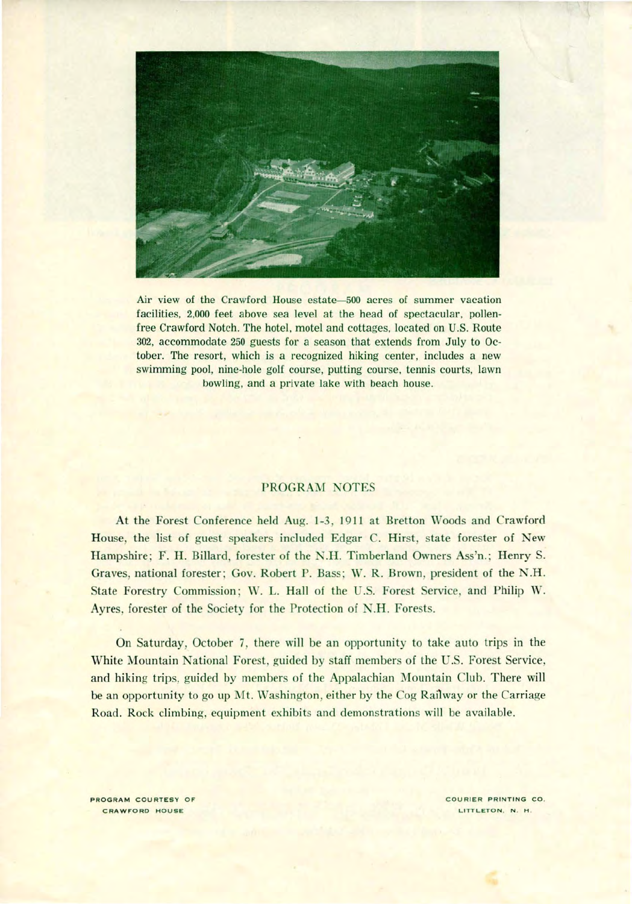Air view of the Crawford House estate—500 acres of summer vacation facilities, 2,000 feet above sea level at the head of spectacular, pollen-free Crawford Notch. The hotel, motel and cottages, located on U.S. Route 302, accommodate 250 guests for a season that extends from July to October. The resort, which is a recognized hiking center, includes a new swimming pool, nine-hole golf course, putting course, tennis courts, lawn bowling, and a private lake with beach house.

## PROGRAM NOTES

At the Forest Conference held Aug. 1-3, 1911 at Bretton Woods and Crawford House, the list of guest speakers included Edgar C. Hirst, state forester of New Hampshire; F. H. Billard, forester of the N.H. Timberland Owners Ass'n.; Henry S. Graves, national forester; Gov. Robert P. Bass; W. R. Brown, president of the N.H. State Forestry Commission; W. L. Hall of the U.S. Forest Service, and Philip W. Ayres, forester of the Society for the Protection of N.H. Forests.

On Saturday, October 7, there will be an opportunity to take auto trips in the White Mountain National Forest, guided by staff members of the U.S. Forest Service, and hiking trips, guided by members of the Appalachian Mountain Club. There will be an opportunity to go up Mt. Washington, either by the Cog Railway or the Carriage Road. Rock climbing, equipment exhibits and demonstrations will be available.

PROGRAM COURTESY OF
CRAWFORD HOUSE

COURIER PRINTING CO.
LITTLETON, N. H.